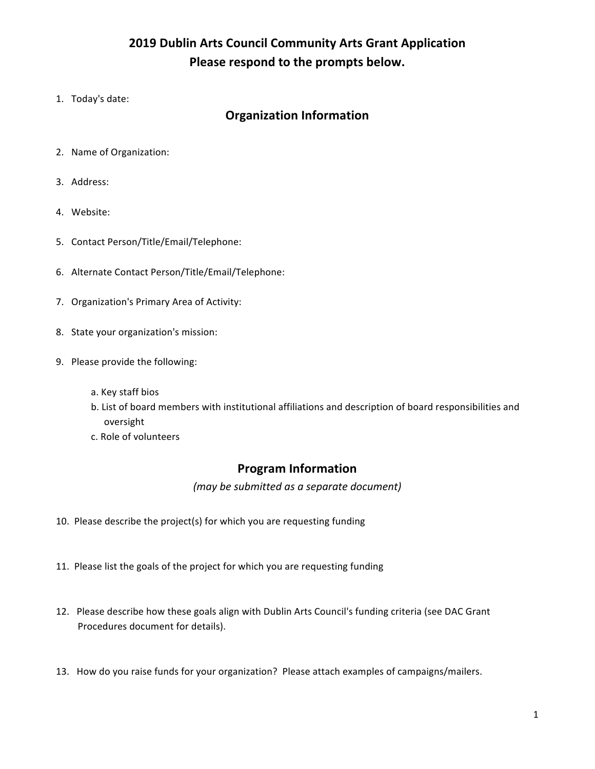# 2019 Dublin Arts Council Community Arts Grant Application
# Please respond to the prompts below.

1. Today's date:

## Organization Information

2. Name of Organization:
3. Address:
4. Website:
5. Contact Person/Title/Email/Telephone:
6. Alternate Contact Person/Title/Email/Telephone:
7. Organization's Primary Area of Activity:
8. State your organization's mission:
9. Please provide the following:

   a. Key staff bios
   b. List of board members with institutional affiliations and description of board responsibilities and oversight
   c. Role of volunteers

## Program Information

*(may be submitted as a separate document)*

10. Please describe the project(s) for which you are requesting funding
11. Please list the goals of the project for which you are requesting funding
12. Please describe how these goals align with Dublin Arts Council's funding criteria (see DAC Grant Procedures document for details).
13. How do you raise funds for your organization? Please attach examples of campaigns/mailers.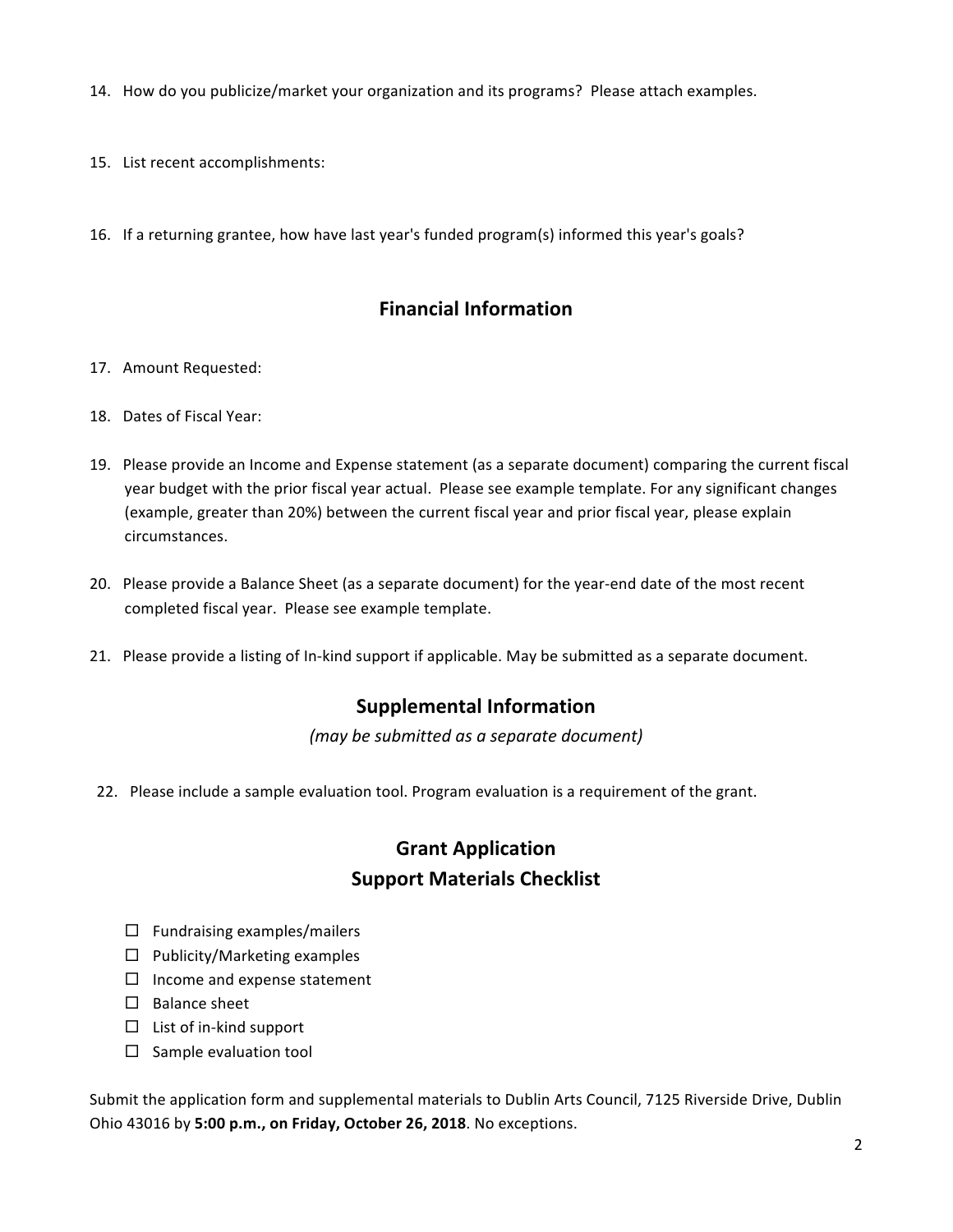14. How do you publicize/market your organization and its programs? Please attach examples.

15. List recent accomplishments:

16. If a returning grantee, how have last year's funded program(s) informed this year's goals?

## Financial Information

17. Amount Requested:

18. Dates of Fiscal Year:

19. Please provide an Income and Expense statement (as a separate document) comparing the current fiscal year budget with the prior fiscal year actual. Please see example template. For any significant changes (example, greater than 20%) between the current fiscal year and prior fiscal year, please explain circumstances.

20. Please provide a Balance Sheet (as a separate document) for the year-end date of the most recent completed fiscal year. Please see example template.

21. Please provide a listing of In-kind support if applicable. May be submitted as a separate document.

## Supplemental Information

*(may be submitted as a separate document)*

22. Please include a sample evaluation tool. Program evaluation is a requirement of the grant.

## Grant Application
## Support Materials Checklist

- ☐ Fundraising examples/mailers
- ☐ Publicity/Marketing examples
- ☐ Income and expense statement
- ☐ Balance sheet
- ☐ List of in-kind support
- ☐ Sample evaluation tool

Submit the application form and supplemental materials to Dublin Arts Council, 7125 Riverside Drive, Dublin Ohio 43016 by **5:00 p.m., on Friday, October 26, 2018**. No exceptions.